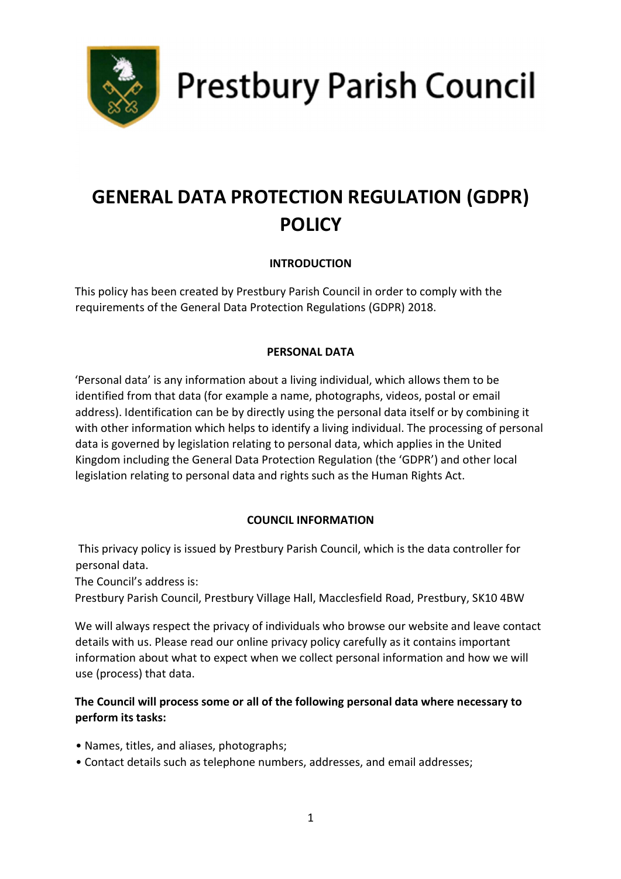Prestbury Parish Council

# GENERAL DATA PROTECTION REGULATION (GDPR) POLICY

## INTRODUCTION

This policy has been created by Prestbury Parish Council in order to comply with the requirements of the General Data Protection Regulations (GDPR) 2018.

## PERSONAL DATA

'Personal data' is any information about a living individual, which allows them to be identified from that data (for example a name, photographs, videos, postal or email address). Identification can be by directly using the personal data itself or by combining it with other information which helps to identify a living individual. The processing of personal data is governed by legislation relating to personal data, which applies in the United Kingdom including the General Data Protection Regulation (the 'GDPR') and other local legislation relating to personal data and rights such as the Human Rights Act.

## COUNCIL INFORMATION

This privacy policy is issued by Prestbury Parish Council, which is the data controller for personal data.
The Council's address is:
Prestbury Parish Council, Prestbury Village Hall, Macclesfield Road, Prestbury, SK10 4BW

We will always respect the privacy of individuals who browse our website and leave contact details with us. Please read our online privacy policy carefully as it contains important information about what to expect when we collect personal information and how we will use (process) that data.

**The Council will process some or all of the following personal data where necessary to perform its tasks:**

- Names, titles, and aliases, photographs;
- Contact details such as telephone numbers, addresses, and email addresses;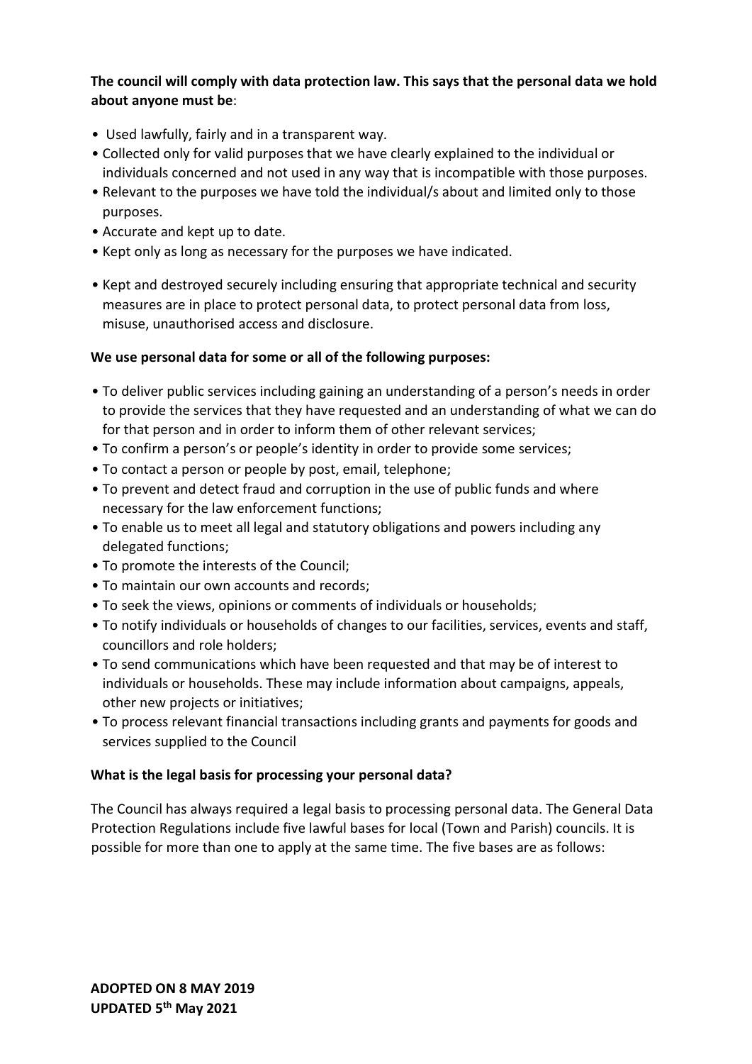**The council will comply with data protection law. This says that the personal data we hold about anyone must be**:

- Used lawfully, fairly and in a transparent way.
- Collected only for valid purposes that we have clearly explained to the individual or individuals concerned and not used in any way that is incompatible with those purposes.
- Relevant to the purposes we have told the individual/s about and limited only to those purposes.
- Accurate and kept up to date.
- Kept only as long as necessary for the purposes we have indicated.
- Kept and destroyed securely including ensuring that appropriate technical and security measures are in place to protect personal data, to protect personal data from loss, misuse, unauthorised access and disclosure.

**We use personal data for some or all of the following purposes:**

- To deliver public services including gaining an understanding of a person's needs in order to provide the services that they have requested and an understanding of what we can do for that person and in order to inform them of other relevant services;
- To confirm a person's or people's identity in order to provide some services;
- To contact a person or people by post, email, telephone;
- To prevent and detect fraud and corruption in the use of public funds and where necessary for the law enforcement functions;
- To enable us to meet all legal and statutory obligations and powers including any delegated functions;
- To promote the interests of the Council;
- To maintain our own accounts and records;
- To seek the views, opinions or comments of individuals or households;
- To notify individuals or households of changes to our facilities, services, events and staff, councillors and role holders;
- To send communications which have been requested and that may be of interest to individuals or households. These may include information about campaigns, appeals, other new projects or initiatives;
- To process relevant financial transactions including grants and payments for goods and services supplied to the Council

**What is the legal basis for processing your personal data?**

The Council has always required a legal basis to processing personal data. The General Data Protection Regulations include five lawful bases for local (Town and Parish) councils. It is possible for more than one to apply at the same time. The five bases are as follows: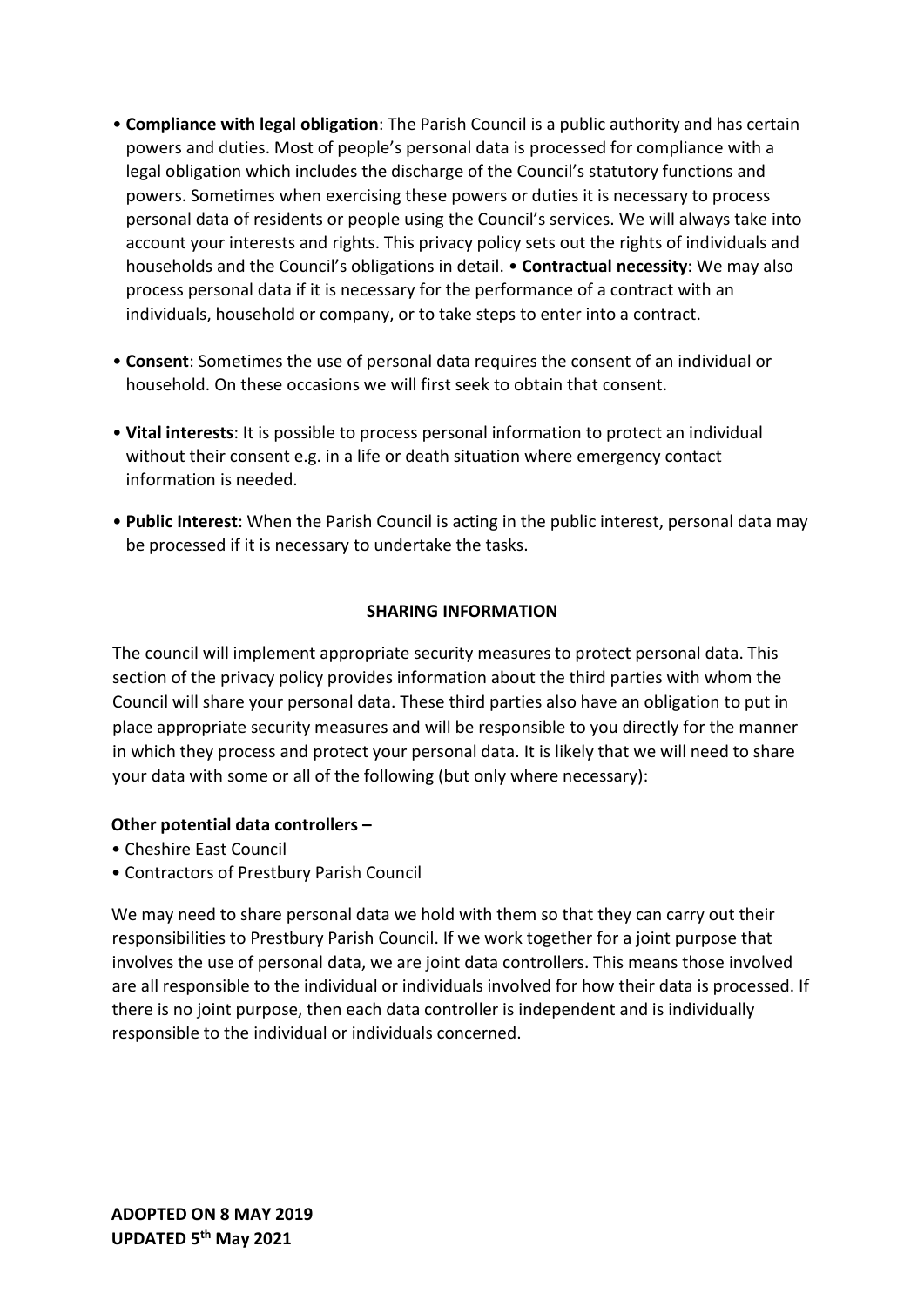- **Compliance with legal obligation**: The Parish Council is a public authority and has certain powers and duties. Most of people's personal data is processed for compliance with a legal obligation which includes the discharge of the Council's statutory functions and powers. Sometimes when exercising these powers or duties it is necessary to process personal data of residents or people using the Council's services. We will always take into account your interests and rights. This privacy policy sets out the rights of individuals and households and the Council's obligations in detail. • **Contractual necessity**: We may also process personal data if it is necessary for the performance of a contract with an individuals, household or company, or to take steps to enter into a contract.

- **Consent**: Sometimes the use of personal data requires the consent of an individual or household. On these occasions we will first seek to obtain that consent.

- **Vital interests**: It is possible to process personal information to protect an individual without their consent e.g. in a life or death situation where emergency contact information is needed.

- **Public Interest**: When the Parish Council is acting in the public interest, personal data may be processed if it is necessary to undertake the tasks.

## SHARING INFORMATION

The council will implement appropriate security measures to protect personal data. This section of the privacy policy provides information about the third parties with whom the Council will share your personal data. These third parties also have an obligation to put in place appropriate security measures and will be responsible to you directly for the manner in which they process and protect your personal data. It is likely that we will need to share your data with some or all of the following (but only where necessary):

**Other potential data controllers –**

- Cheshire East Council
- Contractors of Prestbury Parish Council

We may need to share personal data we hold with them so that they can carry out their responsibilities to Prestbury Parish Council. If we work together for a joint purpose that involves the use of personal data, we are joint data controllers. This means those involved are all responsible to the individual or individuals involved for how their data is processed. If there is no joint purpose, then each data controller is independent and is individually responsible to the individual or individuals concerned.

**ADOPTED ON 8 MAY 2019**
**UPDATED 5th May 2021**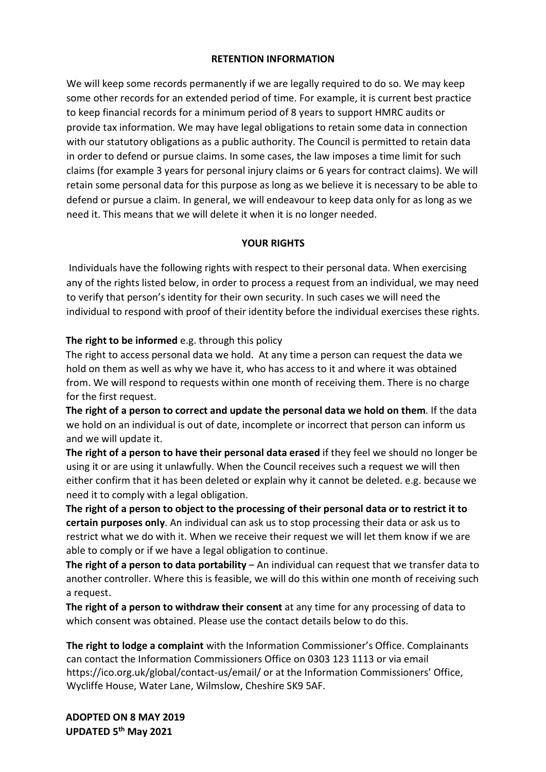## RETENTION INFORMATION

We will keep some records permanently if we are legally required to do so. We may keep some other records for an extended period of time. For example, it is current best practice to keep financial records for a minimum period of 8 years to support HMRC audits or provide tax information. We may have legal obligations to retain some data in connection with our statutory obligations as a public authority. The Council is permitted to retain data in order to defend or pursue claims. In some cases, the law imposes a time limit for such claims (for example 3 years for personal injury claims or 6 years for contract claims). We will retain some personal data for this purpose as long as we believe it is necessary to be able to defend or pursue a claim. In general, we will endeavour to keep data only for as long as we need it. This means that we will delete it when it is no longer needed.

## YOUR RIGHTS

Individuals have the following rights with respect to their personal data. When exercising any of the rights listed below, in order to process a request from an individual, we may need to verify that person's identity for their own security. In such cases we will need the individual to respond with proof of their identity before the individual exercises these rights.

**The right to be informed** e.g. through this policy
The right to access personal data we hold. At any time a person can request the data we hold on them as well as why we have it, who has access to it and where it was obtained from. We will respond to requests within one month of receiving them. There is no charge for the first request.
**The right of a person to correct and update the personal data we hold on them**. If the data we hold on an individual is out of date, incomplete or incorrect that person can inform us and we will update it.
**The right of a person to have their personal data erased** if they feel we should no longer be using it or are using it unlawfully. When the Council receives such a request we will then either confirm that it has been deleted or explain why it cannot be deleted. e.g. because we need it to comply with a legal obligation.
**The right of a person to object to the processing of their personal data or to restrict it to certain purposes only**. An individual can ask us to stop processing their data or ask us to restrict what we do with it. When we receive their request we will let them know if we are able to comply or if we have a legal obligation to continue.
**The right of a person to data portability** – An individual can request that we transfer data to another controller. Where this is feasible, we will do this within one month of receiving such a request.
**The right of a person to withdraw their consent** at any time for any processing of data to which consent was obtained. Please use the contact details below to do this.

**The right to lodge a complaint** with the Information Commissioner's Office. Complainants can contact the Information Commissioners Office on 0303 123 1113 or via email https://ico.org.uk/global/contact-us/email/ or at the Information Commissioners' Office, Wycliffe House, Water Lane, Wilmslow, Cheshire SK9 5AF.

**ADOPTED ON 8 MAY 2019**
**UPDATED 5th May 2021**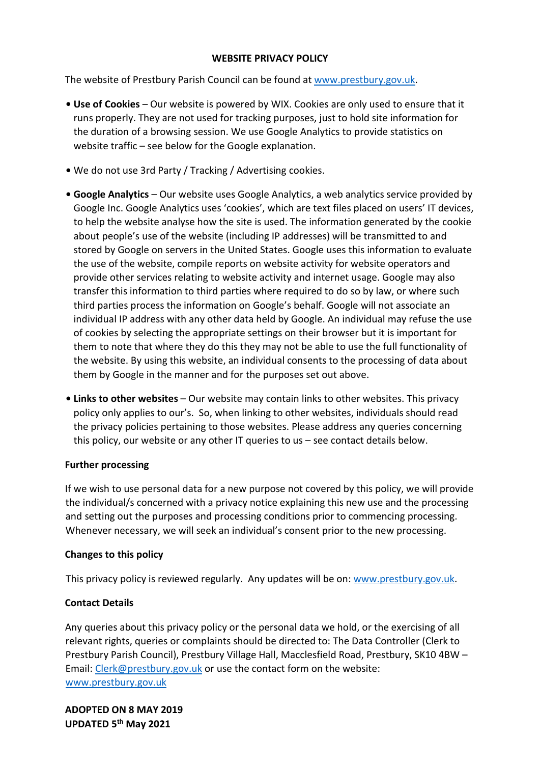**WEBSITE PRIVACY POLICY**

The website of Prestbury Parish Council can be found at www.prestbury.gov.uk.

- **Use of Cookies** – Our website is powered by WIX. Cookies are only used to ensure that it runs properly. They are not used for tracking purposes, just to hold site information for the duration of a browsing session. We use Google Analytics to provide statistics on website traffic – see below for the Google explanation.

- We do not use 3rd Party / Tracking / Advertising cookies.

- **Google Analytics** – Our website uses Google Analytics, a web analytics service provided by Google Inc. Google Analytics uses 'cookies', which are text files placed on users' IT devices, to help the website analyse how the site is used. The information generated by the cookie about people's use of the website (including IP addresses) will be transmitted to and stored by Google on servers in the United States. Google uses this information to evaluate the use of the website, compile reports on website activity for website operators and provide other services relating to website activity and internet usage. Google may also transfer this information to third parties where required to do so by law, or where such third parties process the information on Google's behalf. Google will not associate an individual IP address with any other data held by Google. An individual may refuse the use of cookies by selecting the appropriate settings on their browser but it is important for them to note that where they do this they may not be able to use the full functionality of the website. By using this website, an individual consents to the processing of data about them by Google in the manner and for the purposes set out above.

- **Links to other websites** – Our website may contain links to other websites. This privacy policy only applies to our's. So, when linking to other websites, individuals should read the privacy policies pertaining to those websites. Please address any queries concerning this policy, our website or any other IT queries to us – see contact details below.

**Further processing**

If we wish to use personal data for a new purpose not covered by this policy, we will provide the individual/s concerned with a privacy notice explaining this new use and the processing and setting out the purposes and processing conditions prior to commencing processing. Whenever necessary, we will seek an individual's consent prior to the new processing.

**Changes to this policy**

This privacy policy is reviewed regularly. Any updates will be on: www.prestbury.gov.uk.

**Contact Details**

Any queries about this privacy policy or the personal data we hold, or the exercising of all relevant rights, queries or complaints should be directed to: The Data Controller (Clerk to Prestbury Parish Council), Prestbury Village Hall, Macclesfield Road, Prestbury, SK10 4BW – Email: Clerk@prestbury.gov.uk or use the contact form on the website: www.prestbury.gov.uk

**ADOPTED ON 8 MAY 2019**
**UPDATED 5th May 2021**